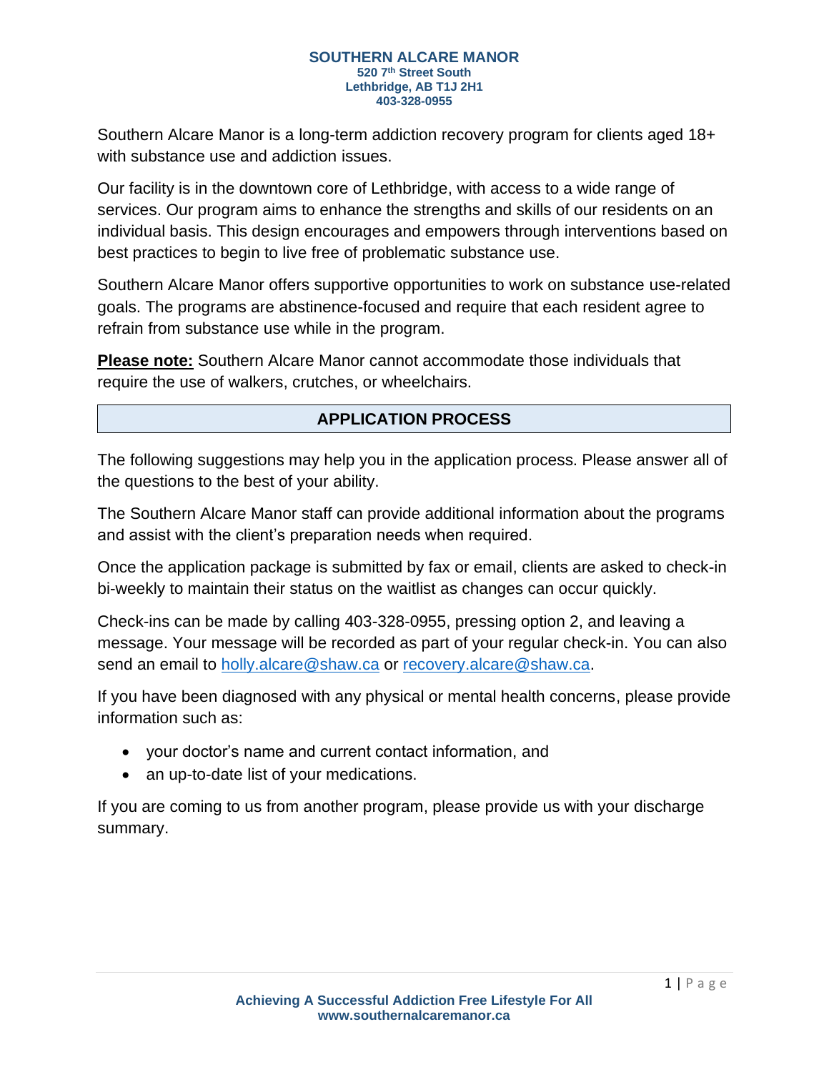**SOUTHERN ALCARE MANOR**
**520 7th Street South**
**Lethbridge, AB T1J 2H1**
**403-328-0955**

Southern Alcare Manor is a long-term addiction recovery program for clients aged 18+ with substance use and addiction issues.

Our facility is in the downtown core of Lethbridge, with access to a wide range of services. Our program aims to enhance the strengths and skills of our residents on an individual basis. This design encourages and empowers through interventions based on best practices to begin to live free of problematic substance use.

Southern Alcare Manor offers supportive opportunities to work on substance use-related goals. The programs are abstinence-focused and require that each resident agree to refrain from substance use while in the program.

**Please note:** Southern Alcare Manor cannot accommodate those individuals that require the use of walkers, crutches, or wheelchairs.

## APPLICATION PROCESS

The following suggestions may help you in the application process. Please answer all of the questions to the best of your ability.

The Southern Alcare Manor staff can provide additional information about the programs and assist with the client's preparation needs when required.

Once the application package is submitted by fax or email, clients are asked to check-in bi-weekly to maintain their status on the waitlist as changes can occur quickly.

Check-ins can be made by calling 403-328-0955, pressing option 2, and leaving a message. Your message will be recorded as part of your regular check-in. You can also send an email to holly.alcare@shaw.ca or recovery.alcare@shaw.ca.

If you have been diagnosed with any physical or mental health concerns, please provide information such as:

- your doctor's name and current contact information, and
- an up-to-date list of your medications.

If you are coming to us from another program, please provide us with your discharge summary.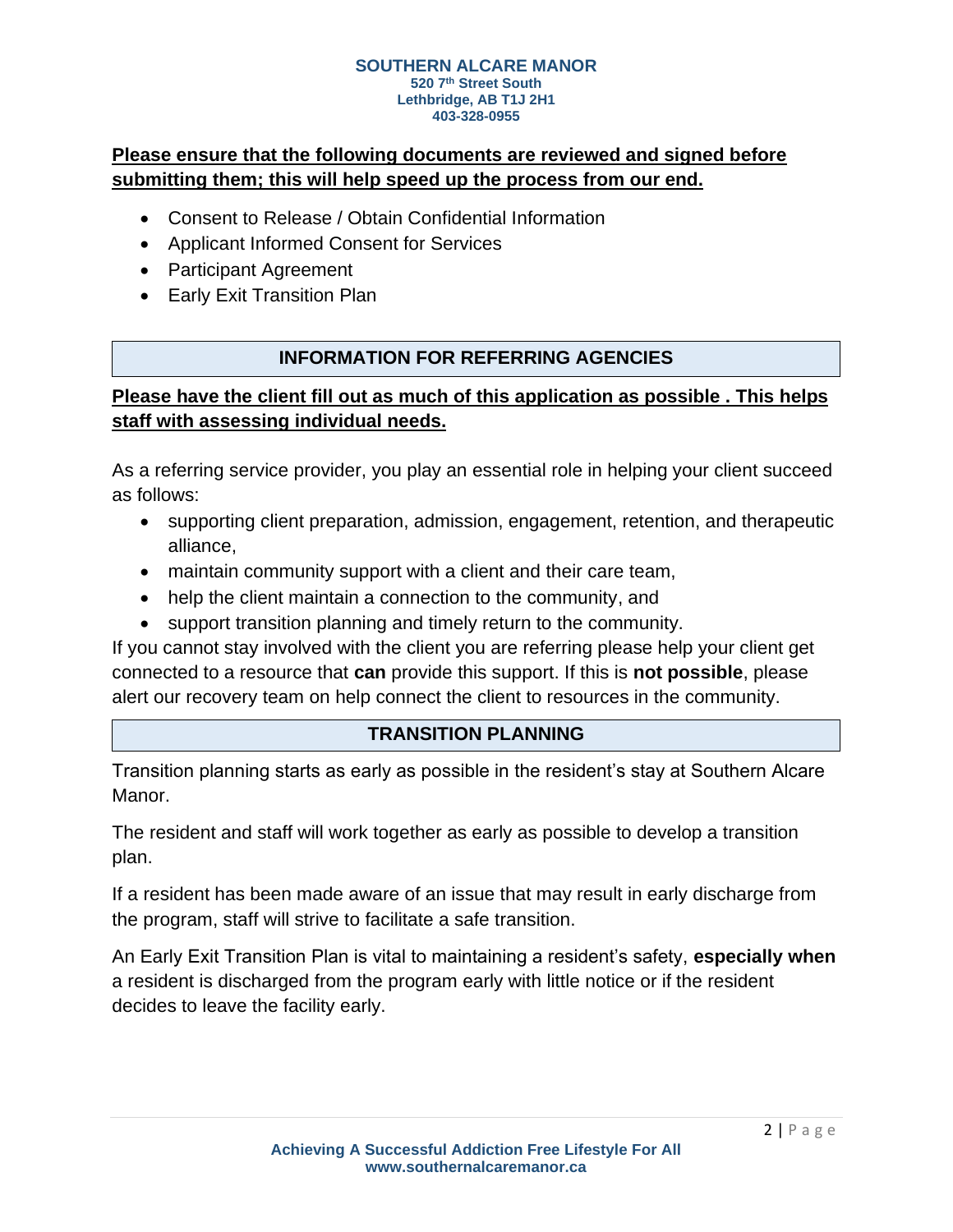**Please ensure that the following documents are reviewed and signed before submitting them; this will help speed up the process from our end.**

- Consent to Release / Obtain Confidential Information
- Applicant Informed Consent for Services
- Participant Agreement
- Early Exit Transition Plan

## INFORMATION FOR REFERRING AGENCIES

**Please have the client fill out as much of this application as possible . This helps staff with assessing individual needs.**

As a referring service provider, you play an essential role in helping your client succeed as follows:

- supporting client preparation, admission, engagement, retention, and therapeutic alliance,
- maintain community support with a client and their care team,
- help the client maintain a connection to the community, and
- support transition planning and timely return to the community.

If you cannot stay involved with the client you are referring please help your client get connected to a resource that **can** provide this support. If this is **not possible**, please alert our recovery team on help connect the client to resources in the community.

## TRANSITION PLANNING

Transition planning starts as early as possible in the resident's stay at Southern Alcare Manor.

The resident and staff will work together as early as possible to develop a transition plan.

If a resident has been made aware of an issue that may result in early discharge from the program, staff will strive to facilitate a safe transition.

An Early Exit Transition Plan is vital to maintaining a resident's safety, **especially when** a resident is discharged from the program early with little notice or if the resident decides to leave the facility early.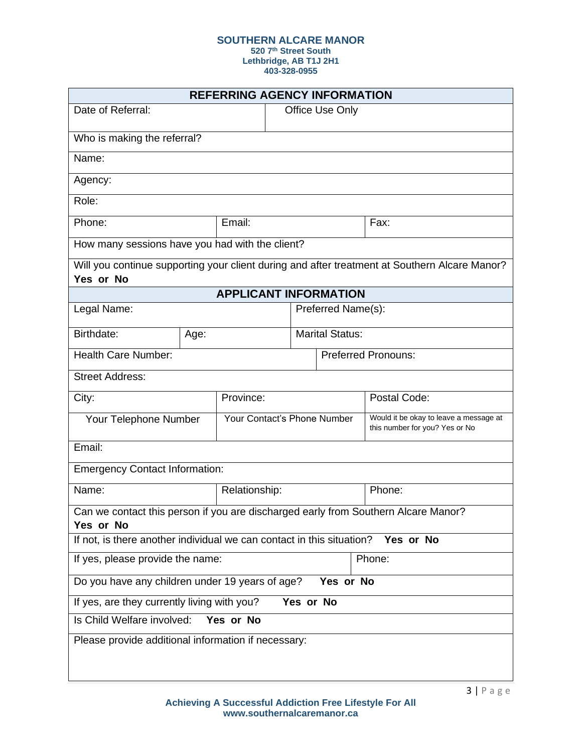**SOUTHERN ALCARE MANOR**
**520 7th Street South**
**Lethbridge, AB T1J 2H1**
**403-328-0955**

| **REFERRING AGENCY INFORMATION** | | |
|---|---|---|
| Date of Referral: | Office Use Only | |
| Who is making the referral? | | |
| Name: | | |
| Agency: | | |
| Role: | | |
| Phone: | Email: | Fax: |
| How many sessions have you had with the client? | | |
| Will you continue supporting your client during and after treatment at Southern Alcare Manor? **Yes or No** | | |

| **APPLICANT INFORMATION** | | |
|---|---|---|
| Legal Name: | | Preferred Name(s): |
| Birthdate: | Age: | Marital Status: |
| Health Care Number: | | Preferred Pronouns: |
| Street Address: | | |
| City: | Province: | Postal Code: |
| Your Telephone Number | Your Contact's Phone Number | Would it be okay to leave a message at this number for you? Yes or No |
| Email: | | |
| Emergency Contact Information: | | |
| Name: | Relationship: | Phone: |
| Can we contact this person if you are discharged early from Southern Alcare Manor? **Yes or No** | | |
| If not, is there another individual we can contact in this situation? **Yes or No** | | |
| If yes, please provide the name: | | Phone: |
| Do you have any children under 19 years of age? **Yes or No** | | |
| If yes, are they currently living with you? **Yes or No** | | |
| Is Child Welfare involved: **Yes or No** | | |
| Please provide additional information if necessary: | | |

**Achieving A Successful Addiction Free Lifestyle For All**
**www.southernalcaremanor.ca**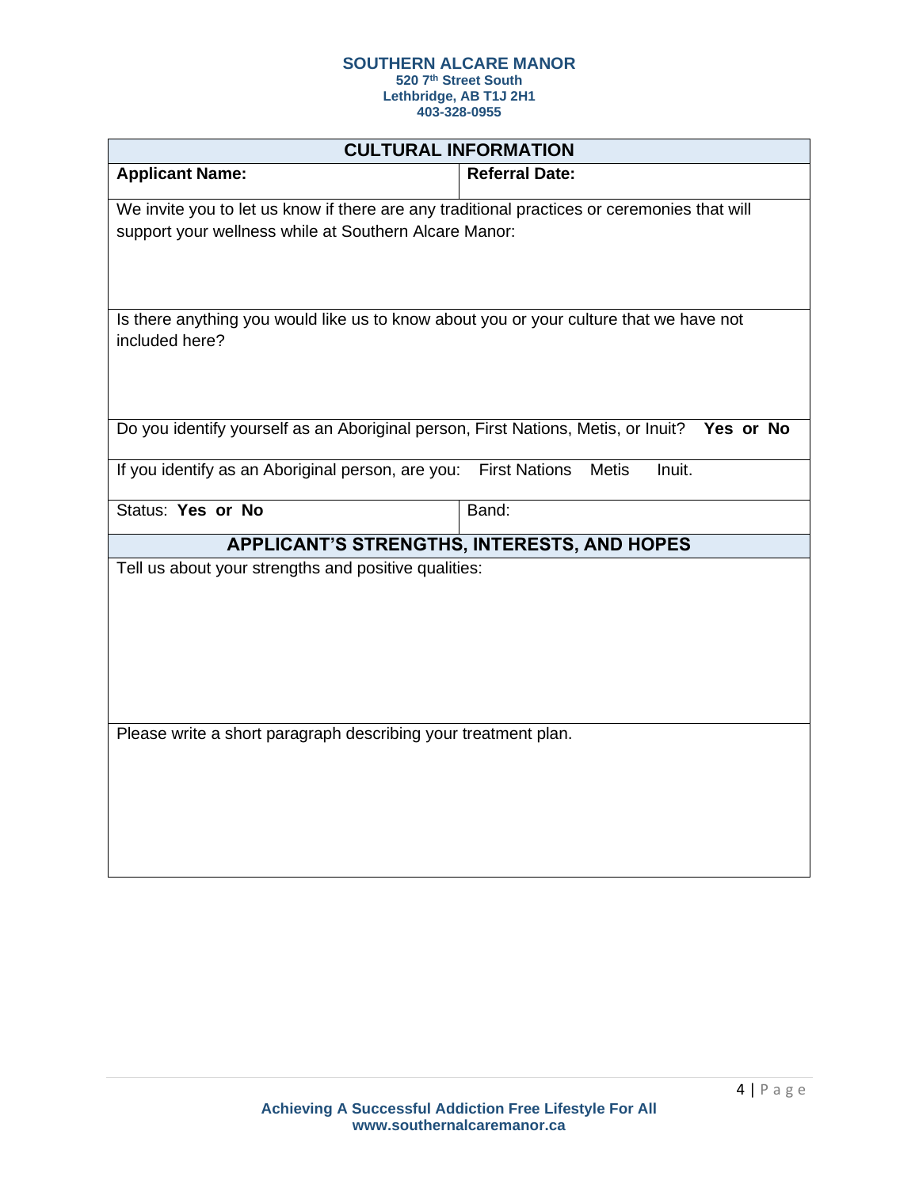**SOUTHERN ALCARE MANOR**
**520 7th Street South**
**Lethbridge, AB T1J 2H1**
**403-328-0955**

| **CULTURAL INFORMATION** | |
|---|---|
| **Applicant Name:** | **Referral Date:** |
| We invite you to let us know if there are any traditional practices or ceremonies that will support your wellness while at Southern Alcare Manor: | |
| Is there anything you would like us to know about you or your culture that we have not included here? | |
| Do you identify yourself as an Aboriginal person, First Nations, Metis, or Inuit? **Yes or No** | |
| If you identify as an Aboriginal person, are you: First Nations Metis Inuit. | |
| Status: **Yes or No** | Band: |
| **APPLICANT'S STRENGTHS, INTERESTS, AND HOPES** | |
| Tell us about your strengths and positive qualities: | |
| Please write a short paragraph describing your treatment plan. | |

**Achieving A Successful Addiction Free Lifestyle For All**
**www.southernalcaremanor.ca**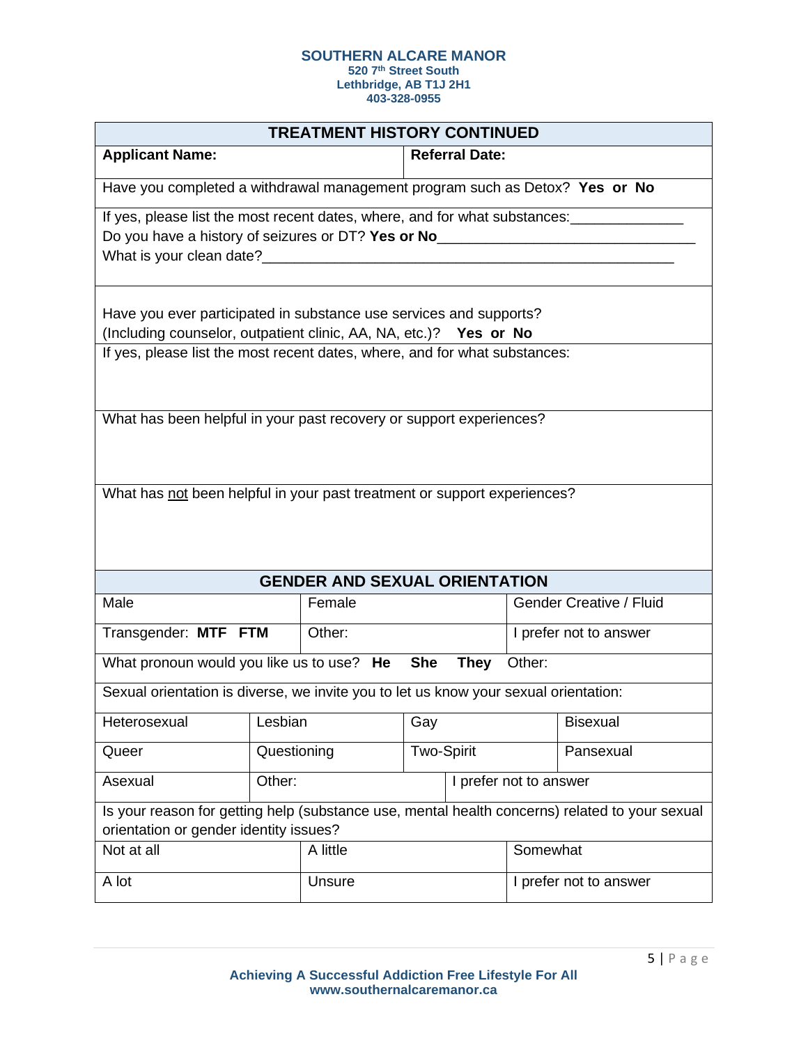## SOUTHERN ALCARE MANOR

**520 7th Street South**
**Lethbridge, AB T1J 2H1**
**403-328-0955**

| TREATMENT HISTORY CONTINUED | |
|---|---|
| **Applicant Name:** | **Referral Date:** |
| Have you completed a withdrawal management program such as Detox? **Yes or No** | |
| If yes, please list the most recent dates, where, and for what substances:______________<br>Do you have a history of seizures or DT? **Yes or No**________________________________<br>What is your clean date?___________________________________________________ | |
| Have you ever participated in substance use services and supports?<br>(Including counselor, outpatient clinic, AA, NA, etc.)? **Yes or No** | |
| If yes, please list the most recent dates, where, and for what substances: | |
| What has been helpful in your past recovery or support experiences? | |
| What has <u>not</u> been helpful in your past treatment or support experiences? | |

| GENDER AND SEXUAL ORIENTATION | | |
|---|---|---|
| Male | Female | Gender Creative / Fluid |
| Transgender: **MTF FTM** | Other: | I prefer not to answer |
| What pronoun would you like us to use? **He She They** Other: | | |

| Sexual orientation is diverse, we invite you to let us know your sexual orientation: | | | |
|---|---|---|---|
| Heterosexual | Lesbian | Gay | Bisexual |
| Queer | Questioning | Two-Spirit | Pansexual |
| Asexual | Other: | I prefer not to answer | |

| Is your reason for getting help (substance use, mental health concerns) related to your sexual orientation or gender identity issues? | | |
|---|---|---|
| Not at all | A little | Somewhat |
| A lot | Unsure | I prefer not to answer |

**Achieving A Successful Addiction Free Lifestyle For All**
**www.southernalcaremanor.ca**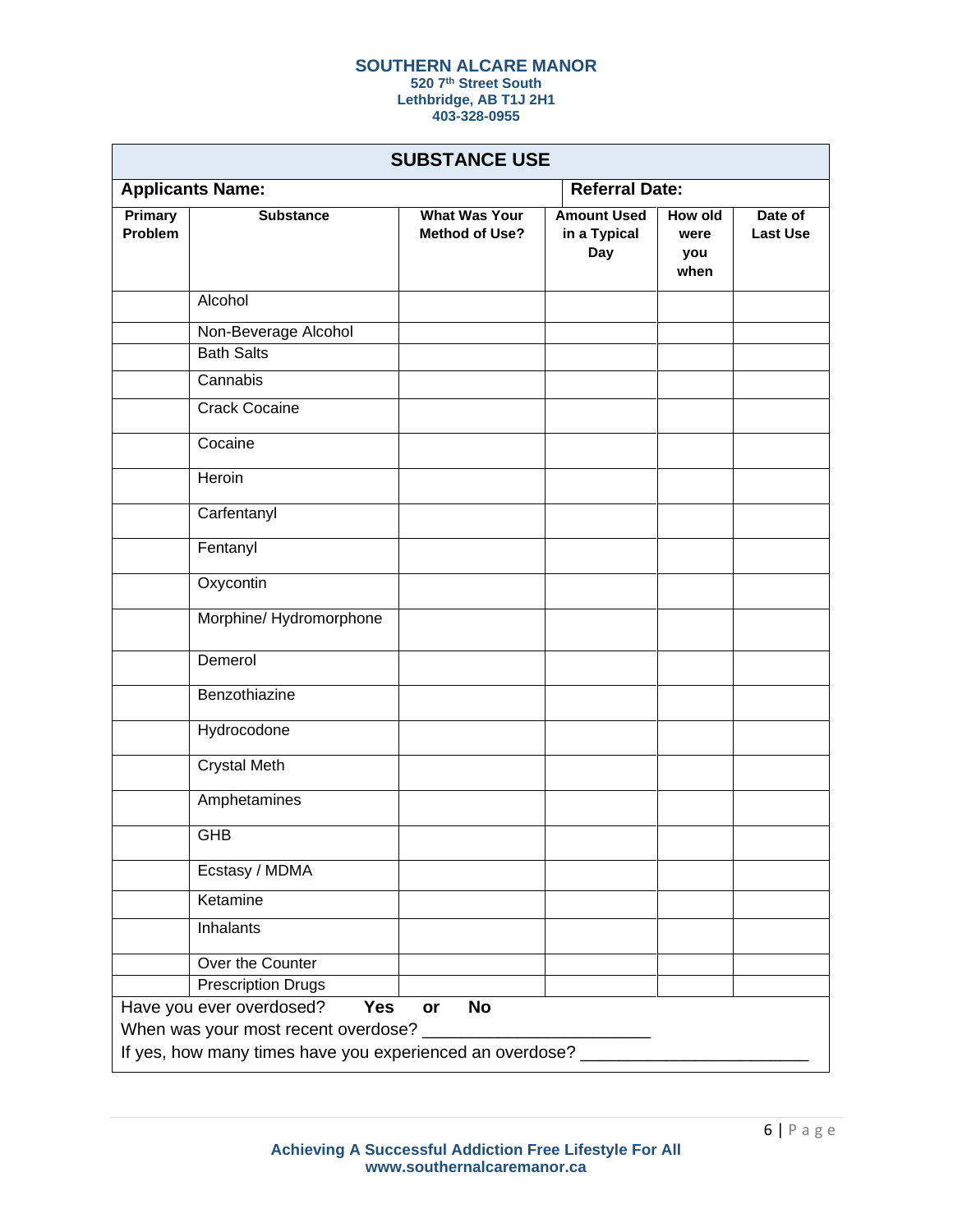**SOUTHERN ALCARE MANOR**
520 7th Street South
Lethbridge, AB T1J 2H1
403-328-0955

## SUBSTANCE USE

**Applicants Name:** **Referral Date:**

| Primary Problem | Substance | What Was Your Method of Use? | Amount Used in a Typical Day | How old were you when | Date of Last Use |
|---|---|---|---|---|---|
| | Alcohol | | | | |
| | Non-Beverage Alcohol | | | | |
| | Bath Salts | | | | |
| | Cannabis | | | | |
| | Crack Cocaine | | | | |
| | Cocaine | | | | |
| | Heroin | | | | |
| | Carfentanyl | | | | |
| | Fentanyl | | | | |
| | Oxycontin | | | | |
| | Morphine/ Hydromorphone | | | | |
| | Demerol | | | | |
| | Benzothiazine | | | | |
| | Hydrocodone | | | | |
| | Crystal Meth | | | | |
| | Amphetamines | | | | |
| | GHB | | | | |
| | Ecstasy / MDMA | | | | |
| | Ketamine | | | | |
| | Inhalants | | | | |
| | Over the Counter | | | | |
| | Prescription Drugs | | | | |

Have you ever overdosed? **Yes** **or** **No**

When was your most recent overdose? ________________________

If yes, how many times have you experienced an overdose? ________________________

**Achieving A Successful Addiction Free Lifestyle For All**
**www.southernalcaremanor.ca**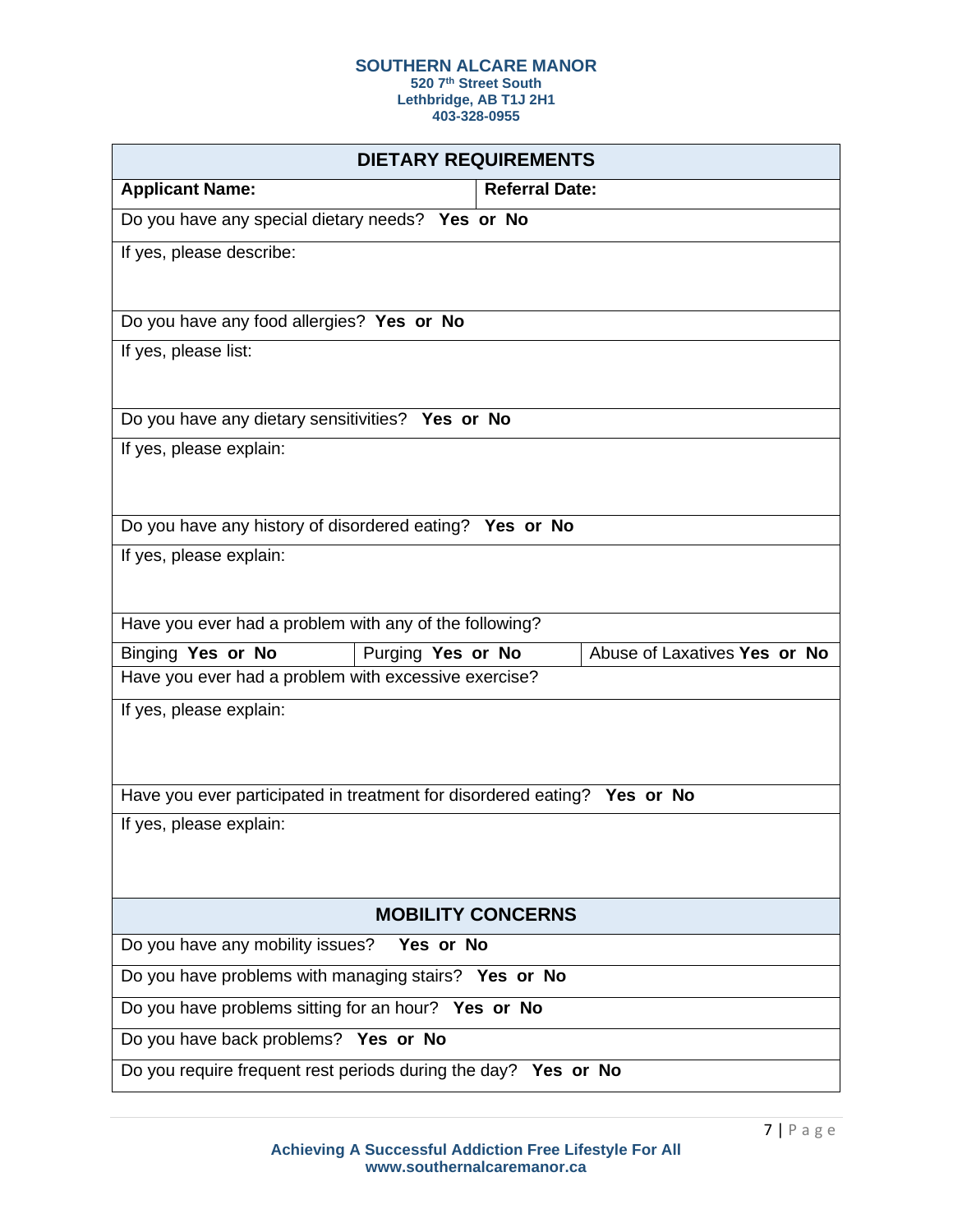**SOUTHERN ALCARE MANOR**
**520 7th Street South**
**Lethbridge, AB T1J 2H1**
**403-328-0955**

## DIETARY REQUIREMENTS

| **Applicant Name:** | **Referral Date:** |
|---|---|

Do you have any special dietary needs? **Yes or No**

If yes, please describe:

Do you have any food allergies? **Yes or No**

If yes, please list:

Do you have any dietary sensitivities? **Yes or No**

If yes, please explain:

Do you have any history of disordered eating? **Yes or No**

If yes, please explain:

Have you ever had a problem with any of the following?

| Binging **Yes or No** | Purging **Yes or No** | Abuse of Laxatives **Yes or No** |
|---|---|---|

Have you ever had a problem with excessive exercise?

If yes, please explain:

Have you ever participated in treatment for disordered eating? **Yes or No**

If yes, please explain:

## MOBILITY CONCERNS

Do you have any mobility issues? **Yes or No**

Do you have problems with managing stairs? **Yes or No**

Do you have problems sitting for an hour? **Yes or No**

Do you have back problems? **Yes or No**

Do you require frequent rest periods during the day? **Yes or No**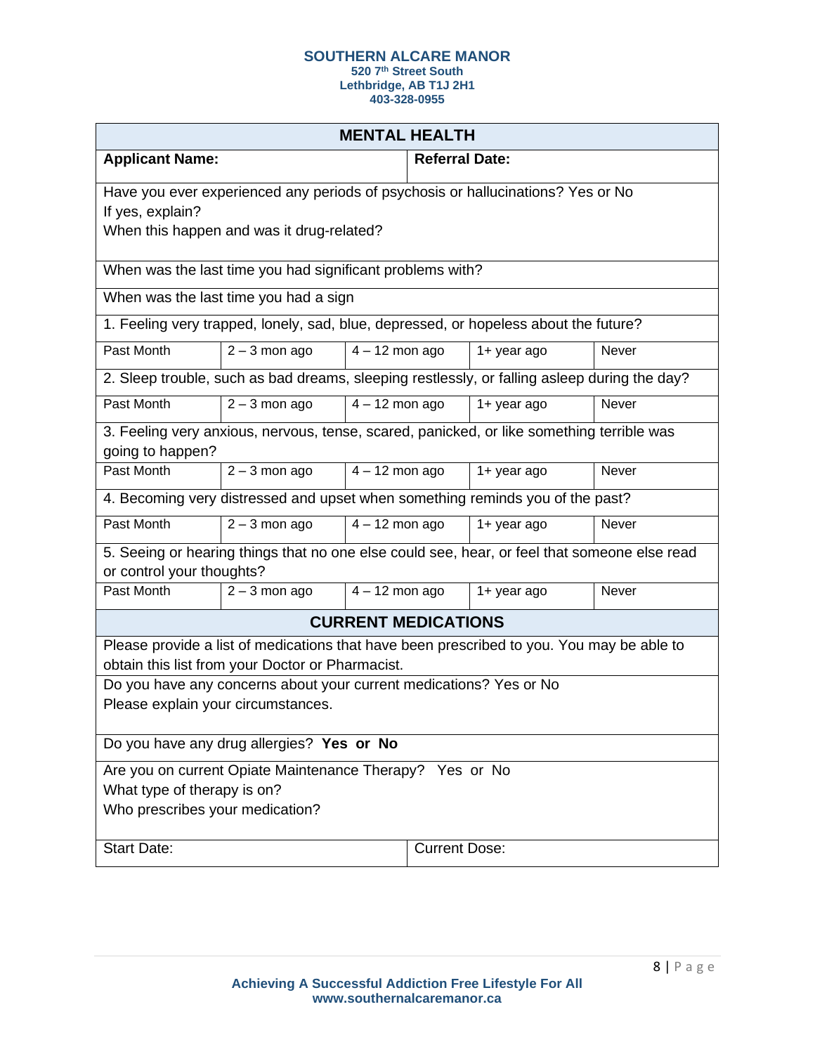**SOUTHERN ALCARE MANOR**
**520 7th Street South**
**Lethbridge, AB T1J 2H1**
**403-328-0955**

## MENTAL HEALTH

| **Applicant Name:** | **Referral Date:** |
|---|---|

Have you ever experienced any periods of psychosis or hallucinations? Yes or No
If yes, explain?
When this happen and was it drug-related?

When was the last time you had significant problems with?

When was the last time you had a sign

1. Feeling very trapped, lonely, sad, blue, depressed, or hopeless about the future?

| Past Month | 2 – 3 mon ago | 4 – 12 mon ago | 1+ year ago | Never |
|---|---|---|---|---|

2. Sleep trouble, such as bad dreams, sleeping restlessly, or falling asleep during the day?

| Past Month | 2 – 3 mon ago | 4 – 12 mon ago | 1+ year ago | Never |
|---|---|---|---|---|

3. Feeling very anxious, nervous, tense, scared, panicked, or like something terrible was going to happen?

| Past Month | 2 – 3 mon ago | 4 – 12 mon ago | 1+ year ago | Never |
|---|---|---|---|---|

4. Becoming very distressed and upset when something reminds you of the past?

| Past Month | 2 – 3 mon ago | 4 – 12 mon ago | 1+ year ago | Never |
|---|---|---|---|---|

5. Seeing or hearing things that no one else could see, hear, or feel that someone else read or control your thoughts?

| Past Month | 2 – 3 mon ago | 4 – 12 mon ago | 1+ year ago | Never |
|---|---|---|---|---|

## CURRENT MEDICATIONS

Please provide a list of medications that have been prescribed to you. You may be able to obtain this list from your Doctor or Pharmacist.

Do you have any concerns about your current medications? Yes or No
Please explain your circumstances.

Do you have any drug allergies? **Yes or No**

Are you on current Opiate Maintenance Therapy? Yes or No
What type of therapy is on?
Who prescribes your medication?

| Start Date: | Current Dose: |
|---|---|

**Achieving A Successful Addiction Free Lifestyle For All**
**www.southernalcaremanor.ca**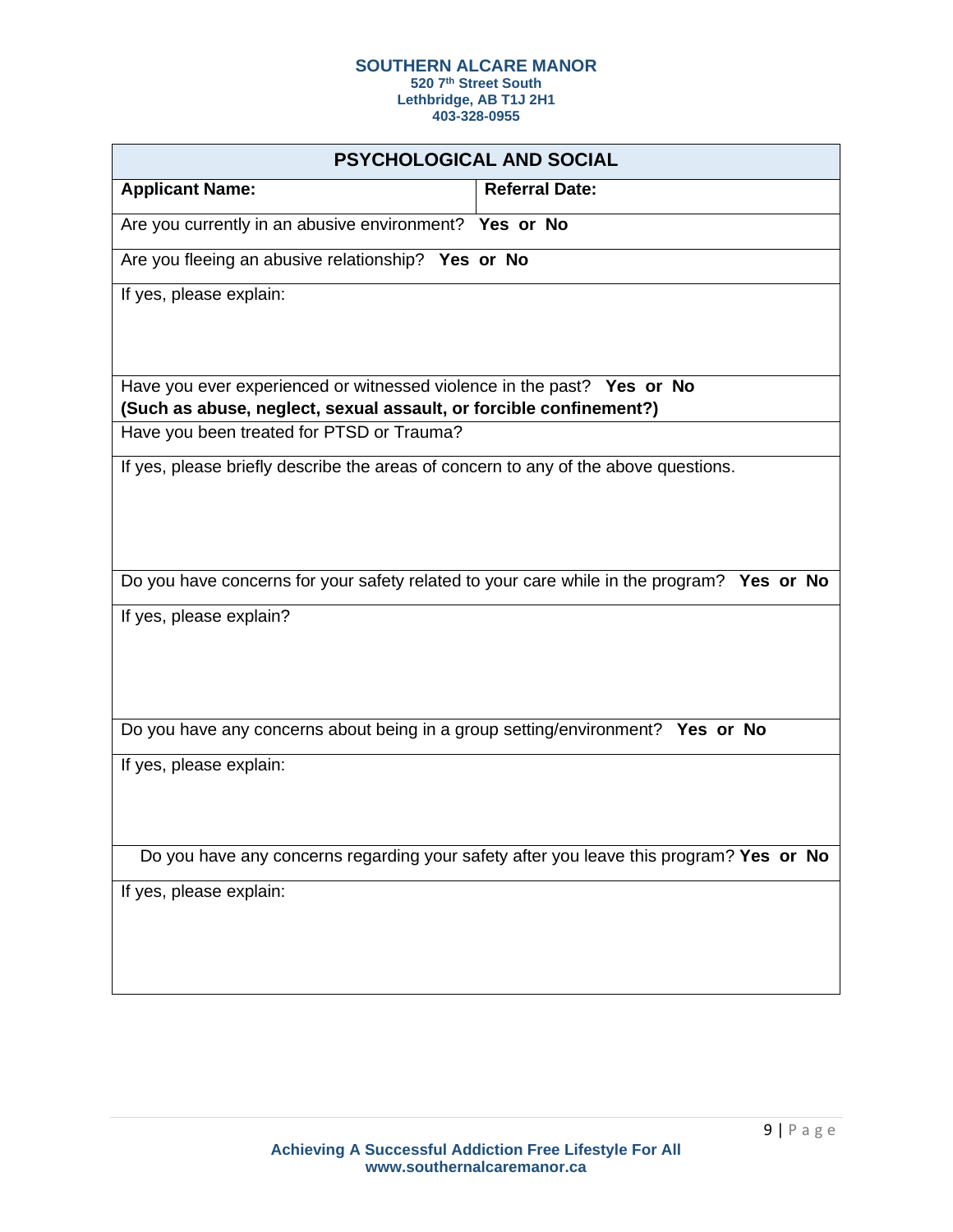**SOUTHERN ALCARE MANOR**
**520 7th Street South**
**Lethbridge, AB T1J 2H1**
**403-328-0955**

## PSYCHOLOGICAL AND SOCIAL

| **Applicant Name:** | **Referral Date:** |
| --- | --- |
| Are you currently in an abusive environment? **Yes or No** | |
| Are you fleeing an abusive relationship? **Yes or No** | |
| If yes, please explain: | |
| Have you ever experienced or witnessed violence in the past? **Yes or No** **(Such as abuse, neglect, sexual assault, or forcible confinement?)** | |
| Have you been treated for PTSD or Trauma? | |
| If yes, please briefly describe the areas of concern to any of the above questions. | |
| Do you have concerns for your safety related to your care while in the program? **Yes or No** | |
| If yes, please explain? | |
| Do you have any concerns about being in a group setting/environment? **Yes or No** | |
| If yes, please explain: | |
| Do you have any concerns regarding your safety after you leave this program? **Yes or No** | |
| If yes, please explain: | |

**Achieving A Successful Addiction Free Lifestyle For All**
**www.southernalcaremanor.ca**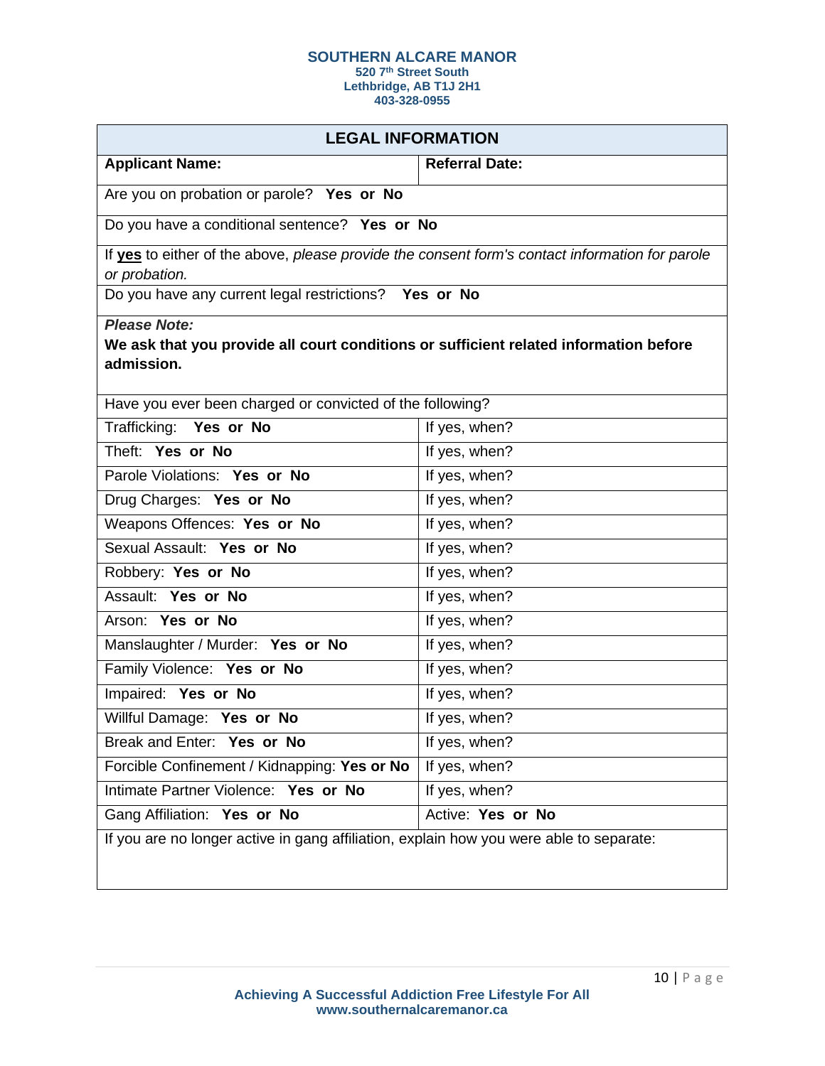**SOUTHERN ALCARE MANOR**
**520 7th Street South**
**Lethbridge, AB T1J 2H1**
**403-328-0955**

## LEGAL INFORMATION

| **Applicant Name:** | **Referral Date:** |
|---|---|
| Are you on probation or parole? **Yes or No** | |
| Do you have a conditional sentence? **Yes or No** | |
| If **yes** to either of the above, *please provide the consent form's contact information for parole or probation.* | |
| Do you have any current legal restrictions? **Yes or No** | |
| ***Please Note:*** **We ask that you provide all court conditions or sufficient related information before admission.** | |
| Have you ever been charged or convicted of the following? | |
| Trafficking: **Yes or No** | If yes, when? |
| Theft: **Yes or No** | If yes, when? |
| Parole Violations: **Yes or No** | If yes, when? |
| Drug Charges: **Yes or No** | If yes, when? |
| Weapons Offences: **Yes or No** | If yes, when? |
| Sexual Assault: **Yes or No** | If yes, when? |
| Robbery: **Yes or No** | If yes, when? |
| Assault: **Yes or No** | If yes, when? |
| Arson: **Yes or No** | If yes, when? |
| Manslaughter / Murder: **Yes or No** | If yes, when? |
| Family Violence: **Yes or No** | If yes, when? |
| Impaired: **Yes or No** | If yes, when? |
| Willful Damage: **Yes or No** | If yes, when? |
| Break and Enter: **Yes or No** | If yes, when? |
| Forcible Confinement / Kidnapping: **Yes or No** | If yes, when? |
| Intimate Partner Violence: **Yes or No** | If yes, when? |
| Gang Affiliation: **Yes or No** | Active: **Yes or No** |
| If you are no longer active in gang affiliation, explain how you were able to separate: | |

**Achieving A Successful Addiction Free Lifestyle For All**
**www.southernalcaremanor.ca**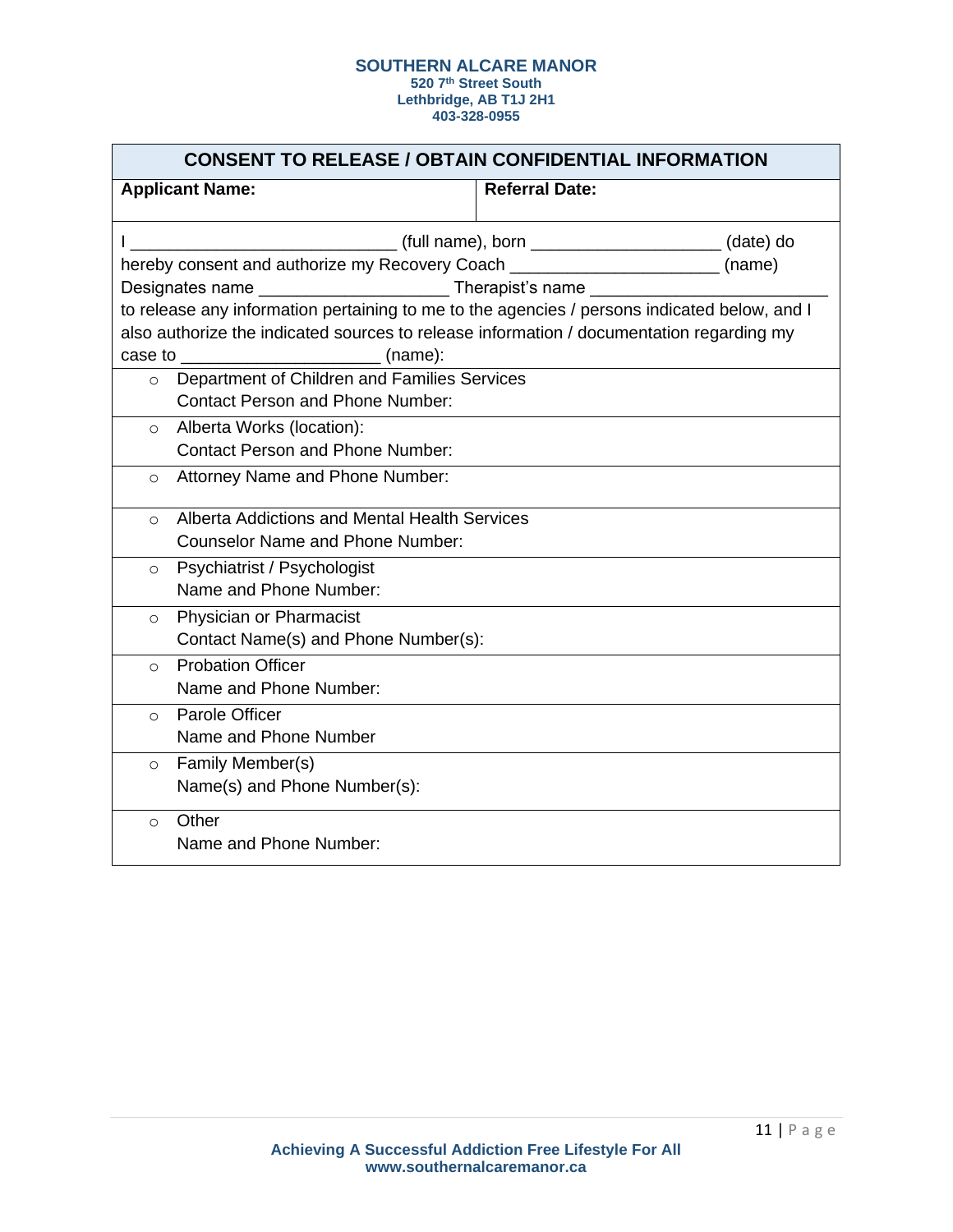**SOUTHERN ALCARE MANOR**
**520 7th Street South**
**Lethbridge, AB T1J 2H1**
**403-328-0955**

## CONSENT TO RELEASE / OBTAIN CONFIDENTIAL INFORMATION

| **Applicant Name:** | **Referral Date:** |
|---|---|

I ___________________________ (full name), born ___________________ (date) do hereby consent and authorize my Recovery Coach _____________________ (name) Designates name ___________________ Therapist's name ________________________ to release any information pertaining to me to the agencies / persons indicated below, and I also authorize the indicated sources to release information / documentation regarding my case to ____________________ (name):

- Department of Children and Families Services
  Contact Person and Phone Number:
- Alberta Works (location):
  Contact Person and Phone Number:
- Attorney Name and Phone Number:
- Alberta Addictions and Mental Health Services
  Counselor Name and Phone Number:
- Psychiatrist / Psychologist
  Name and Phone Number:
- Physician or Pharmacist
  Contact Name(s) and Phone Number(s):
- Probation Officer
  Name and Phone Number:
- Parole Officer
  Name and Phone Number
- Family Member(s)
  Name(s) and Phone Number(s):
- Other
  Name and Phone Number:

**Achieving A Successful Addiction Free Lifestyle For All**
**www.southernalcaremanor.ca**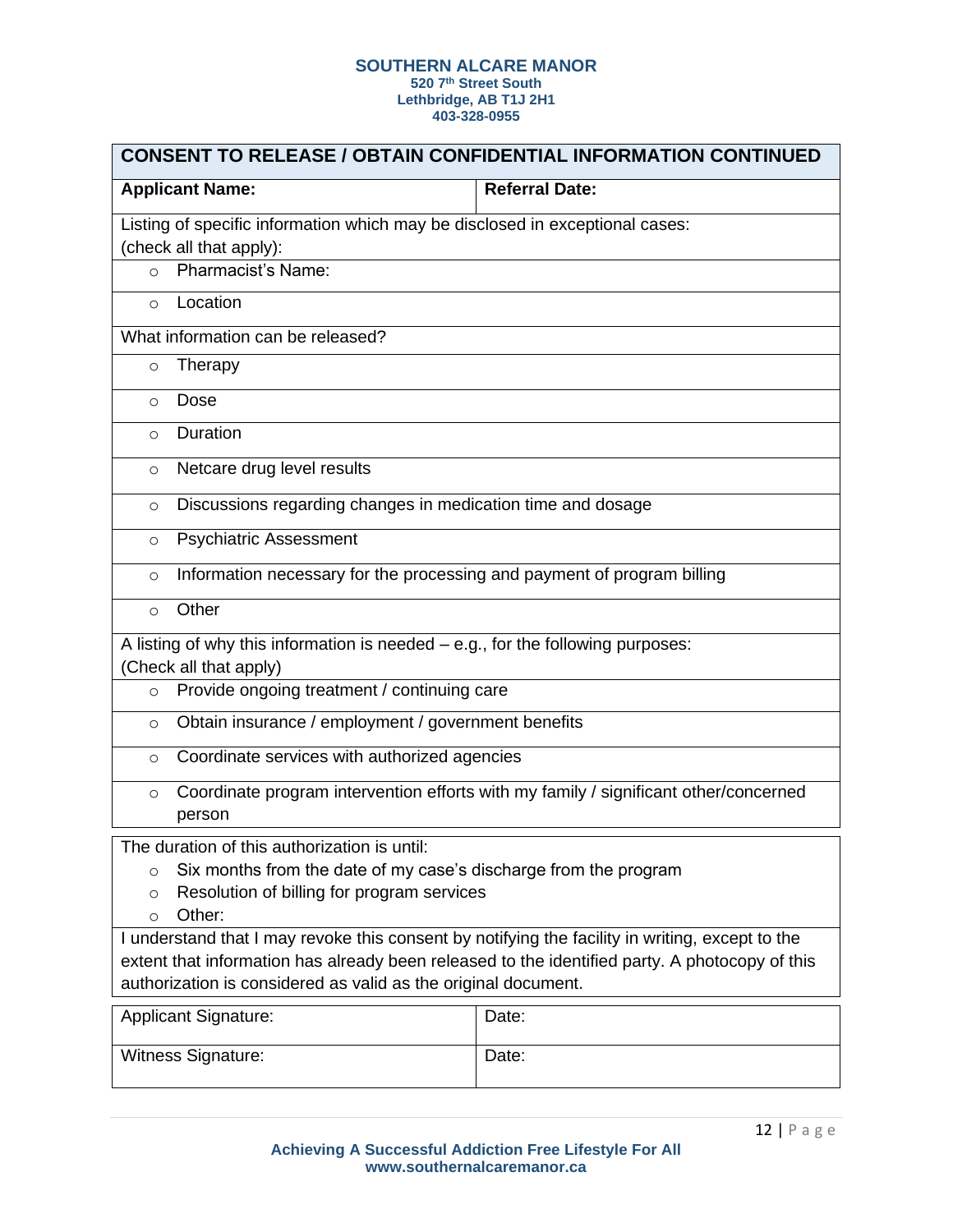# SOUTHERN ALCARE MANOR

**520 7th Street South**
**Lethbridge, AB T1J 2H1**
**403-328-0955**

## CONSENT TO RELEASE / OBTAIN CONFIDENTIAL INFORMATION CONTINUED

| **Applicant Name:** | **Referral Date:** |
|---|---|

Listing of specific information which may be disclosed in exceptional cases:
(check all that apply):

- ○ Pharmacist's Name:
- ○ Location

What information can be released?

- ○ Therapy
- ○ Dose
- ○ Duration
- ○ Netcare drug level results
- ○ Discussions regarding changes in medication time and dosage
- ○ Psychiatric Assessment
- ○ Information necessary for the processing and payment of program billing
- ○ Other

A listing of why this information is needed – e.g., for the following purposes:
(Check all that apply)

- ○ Provide ongoing treatment / continuing care
- ○ Obtain insurance / employment / government benefits
- ○ Coordinate services with authorized agencies
- ○ Coordinate program intervention efforts with my family / significant other/concerned person

The duration of this authorization is until:

- ○ Six months from the date of my case's discharge from the program
- ○ Resolution of billing for program services
- ○ Other:

I understand that I may revoke this consent by notifying the facility in writing, except to the extent that information has already been released to the identified party. A photocopy of this authorization is considered as valid as the original document.

| Applicant Signature: | Date: |
|---|---|
| Witness Signature: | Date: |

**Achieving A Successful Addiction Free Lifestyle For All**
**www.southernalcaremanor.ca**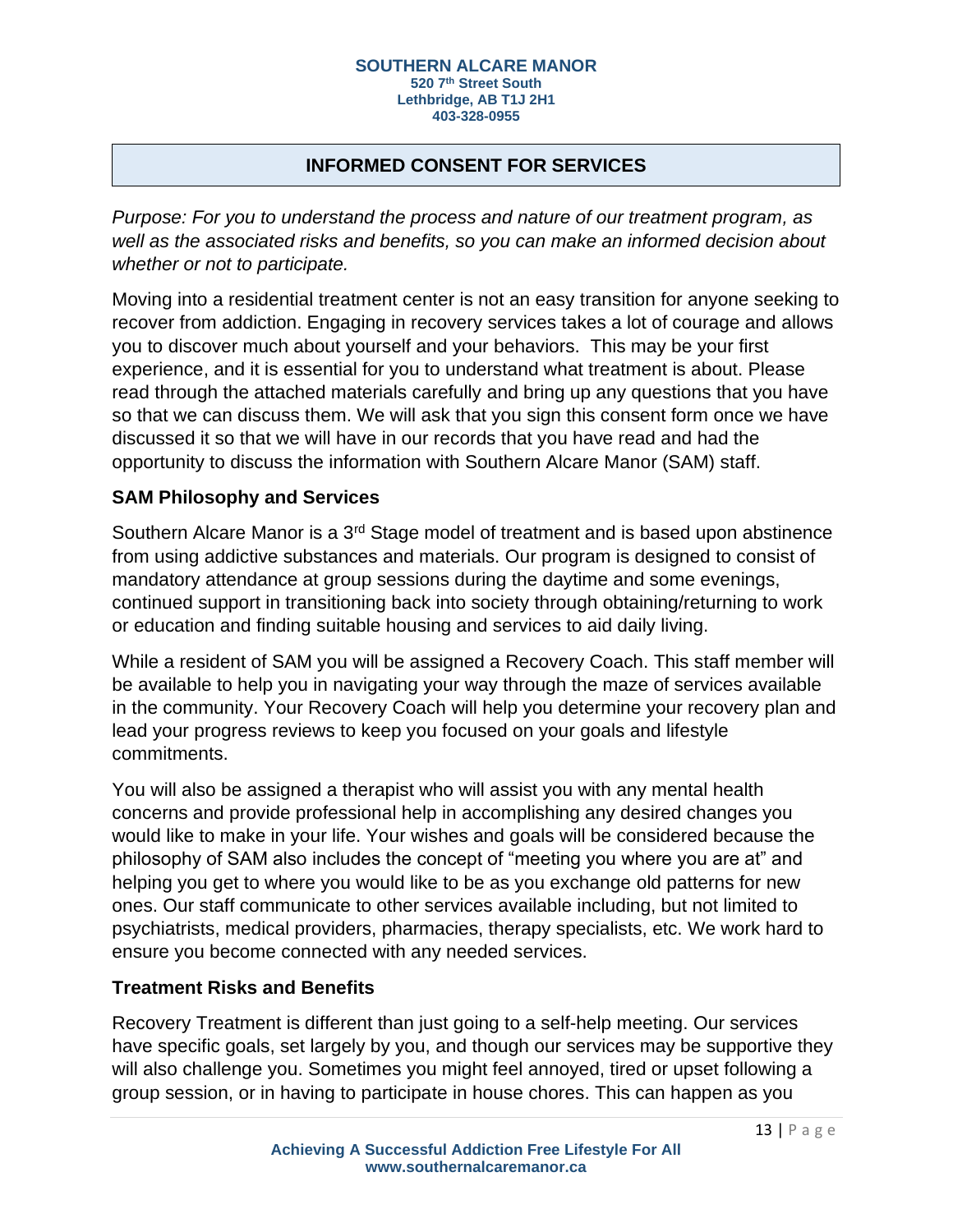**SOUTHERN ALCARE MANOR**
**520 7th Street South**
**Lethbridge, AB T1J 2H1**
**403-328-0955**

## INFORMED CONSENT FOR SERVICES

*Purpose: For you to understand the process and nature of our treatment program, as well as the associated risks and benefits, so you can make an informed decision about whether or not to participate.*

Moving into a residential treatment center is not an easy transition for anyone seeking to recover from addiction. Engaging in recovery services takes a lot of courage and allows you to discover much about yourself and your behaviors. This may be your first experience, and it is essential for you to understand what treatment is about. Please read through the attached materials carefully and bring up any questions that you have so that we can discuss them. We will ask that you sign this consent form once we have discussed it so that we will have in our records that you have read and had the opportunity to discuss the information with Southern Alcare Manor (SAM) staff.

### SAM Philosophy and Services

Southern Alcare Manor is a 3rd Stage model of treatment and is based upon abstinence from using addictive substances and materials. Our program is designed to consist of mandatory attendance at group sessions during the daytime and some evenings, continued support in transitioning back into society through obtaining/returning to work or education and finding suitable housing and services to aid daily living.

While a resident of SAM you will be assigned a Recovery Coach. This staff member will be available to help you in navigating your way through the maze of services available in the community. Your Recovery Coach will help you determine your recovery plan and lead your progress reviews to keep you focused on your goals and lifestyle commitments.

You will also be assigned a therapist who will assist you with any mental health concerns and provide professional help in accomplishing any desired changes you would like to make in your life. Your wishes and goals will be considered because the philosophy of SAM also includes the concept of "meeting you where you are at" and helping you get to where you would like to be as you exchange old patterns for new ones. Our staff communicate to other services available including, but not limited to psychiatrists, medical providers, pharmacies, therapy specialists, etc. We work hard to ensure you become connected with any needed services.

### Treatment Risks and Benefits

Recovery Treatment is different than just going to a self-help meeting. Our services have specific goals, set largely by you, and though our services may be supportive they will also challenge you. Sometimes you might feel annoyed, tired or upset following a group session, or in having to participate in house chores. This can happen as you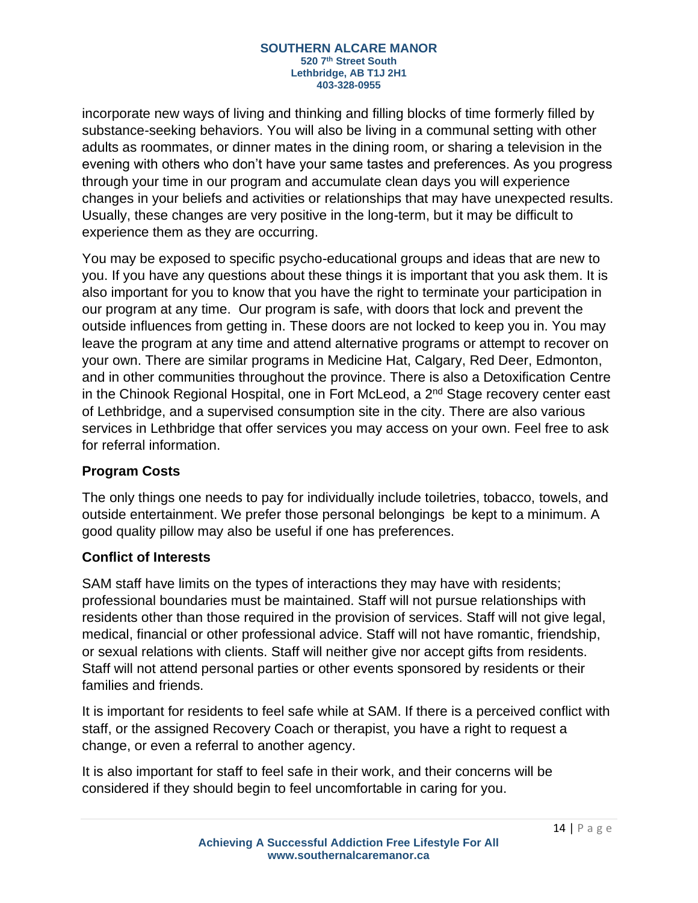incorporate new ways of living and thinking and filling blocks of time formerly filled by substance-seeking behaviors. You will also be living in a communal setting with other adults as roommates, or dinner mates in the dining room, or sharing a television in the evening with others who don't have your same tastes and preferences. As you progress through your time in our program and accumulate clean days you will experience changes in your beliefs and activities or relationships that may have unexpected results. Usually, these changes are very positive in the long-term, but it may be difficult to experience them as they are occurring.

You may be exposed to specific psycho-educational groups and ideas that are new to you. If you have any questions about these things it is important that you ask them. It is also important for you to know that you have the right to terminate your participation in our program at any time. Our program is safe, with doors that lock and prevent the outside influences from getting in. These doors are not locked to keep you in. You may leave the program at any time and attend alternative programs or attempt to recover on your own. There are similar programs in Medicine Hat, Calgary, Red Deer, Edmonton, and in other communities throughout the province. There is also a Detoxification Centre in the Chinook Regional Hospital, one in Fort McLeod, a 2nd Stage recovery center east of Lethbridge, and a supervised consumption site in the city. There are also various services in Lethbridge that offer services you may access on your own. Feel free to ask for referral information.

## Program Costs

The only things one needs to pay for individually include toiletries, tobacco, towels, and outside entertainment. We prefer those personal belongings be kept to a minimum. A good quality pillow may also be useful if one has preferences.

## Conflict of Interests

SAM staff have limits on the types of interactions they may have with residents; professional boundaries must be maintained. Staff will not pursue relationships with residents other than those required in the provision of services. Staff will not give legal, medical, financial or other professional advice. Staff will not have romantic, friendship, or sexual relations with clients. Staff will neither give nor accept gifts from residents. Staff will not attend personal parties or other events sponsored by residents or their families and friends.

It is important for residents to feel safe while at SAM. If there is a perceived conflict with staff, or the assigned Recovery Coach or therapist, you have a right to request a change, or even a referral to another agency.

It is also important for staff to feel safe in their work, and their concerns will be considered if they should begin to feel uncomfortable in caring for you.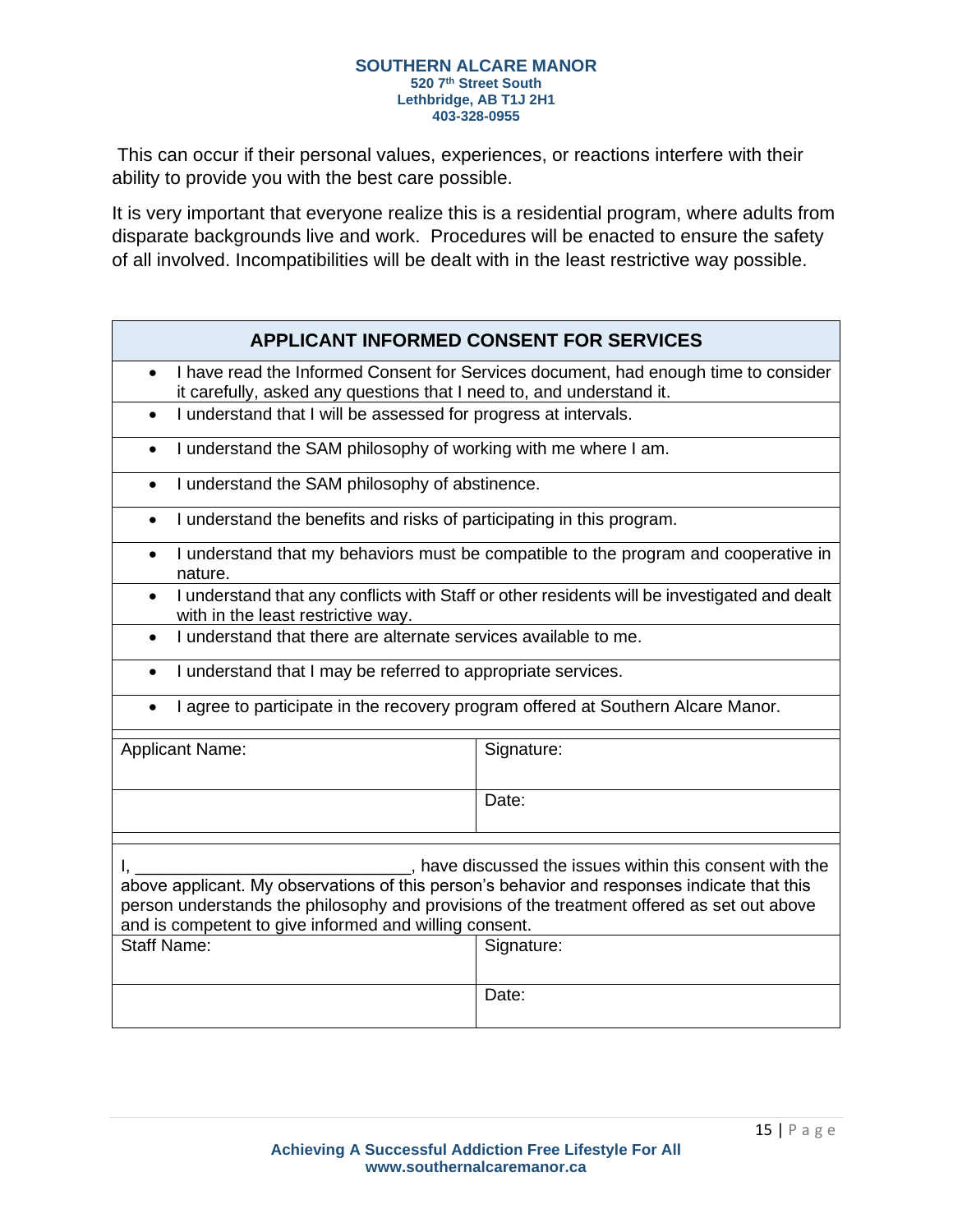This can occur if their personal values, experiences, or reactions interfere with their ability to provide you with the best care possible.

It is very important that everyone realize this is a residential program, where adults from disparate backgrounds live and work. Procedures will be enacted to ensure the safety of all involved. Incompatibilities will be dealt with in the least restrictive way possible.

| APPLICANT INFORMED CONSENT FOR SERVICES | |
|---|---|
| • I have read the Informed Consent for Services document, had enough time to consider it carefully, asked any questions that I need to, and understand it. | |
| • I understand that I will be assessed for progress at intervals. | |
| • I understand the SAM philosophy of working with me where I am. | |
| • I understand the SAM philosophy of abstinence. | |
| • I understand the benefits and risks of participating in this program. | |
| • I understand that my behaviors must be compatible to the program and cooperative in nature. | |
| • I understand that any conflicts with Staff or other residents will be investigated and dealt with in the least restrictive way. | |
| • I understand that there are alternate services available to me. | |
| • I understand that I may be referred to appropriate services. | |
| • I agree to participate in the recovery program offered at Southern Alcare Manor. | |
| Applicant Name: | Signature: |
| | Date: |
| I, _____________________________, have discussed the issues within this consent with the above applicant. My observations of this person's behavior and responses indicate that this person understands the philosophy and provisions of the treatment offered as set out above and is competent to give informed and willing consent. | |
| Staff Name: | Signature: |
| | Date: |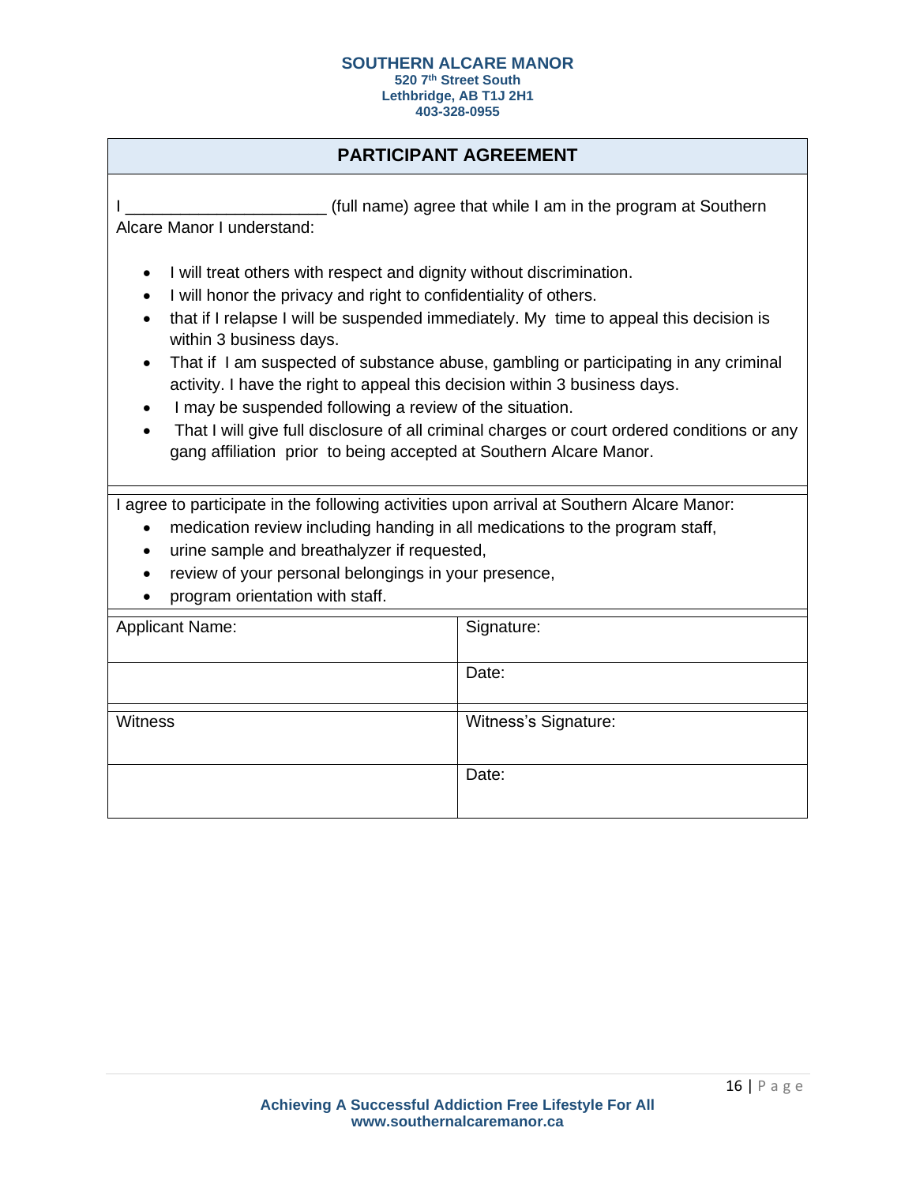**SOUTHERN ALCARE MANOR**
**520 7th Street South**
**Lethbridge, AB T1J 2H1**
**403-328-0955**

## PARTICIPANT AGREEMENT

I ______________________ (full name) agree that while I am in the program at Southern Alcare Manor I understand:

- I will treat others with respect and dignity without discrimination.
- I will honor the privacy and right to confidentiality of others.
- that if I relapse I will be suspended immediately. My time to appeal this decision is within 3 business days.
- That if I am suspected of substance abuse, gambling or participating in any criminal activity. I have the right to appeal this decision within 3 business days.
- I may be suspended following a review of the situation.
- That I will give full disclosure of all criminal charges or court ordered conditions or any gang affiliation prior to being accepted at Southern Alcare Manor.

I agree to participate in the following activities upon arrival at Southern Alcare Manor:

- medication review including handing in all medications to the program staff,
- urine sample and breathalyzer if requested,
- review of your personal belongings in your presence,
- program orientation with staff.

| Applicant Name: | Signature: |
|---|---|
| | Date: |
| Witness | Witness's Signature: |
| | Date: |

**Achieving A Successful Addiction Free Lifestyle For All**
**www.southernalcaremanor.ca**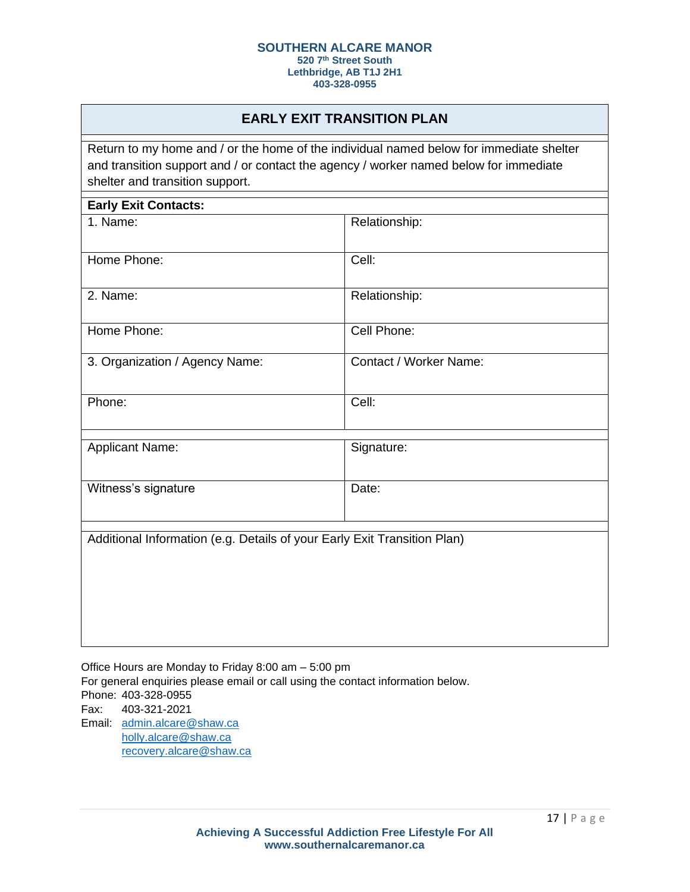**SOUTHERN ALCARE MANOR**
**520 7th Street South**
**Lethbridge, AB T1J 2H1**
**403-328-0955**

## EARLY EXIT TRANSITION PLAN

Return to my home and / or the home of the individual named below for immediate shelter and transition support and / or contact the agency / worker named below for immediate shelter and transition support.

**Early Exit Contacts:**

| | |
|---|---|
| 1. Name: | Relationship: |
| Home Phone: | Cell: |
| 2. Name: | Relationship: |
| Home Phone: | Cell Phone: |
| 3. Organization / Agency Name: | Contact / Worker Name: |
| Phone: | Cell: |

| | |
|---|---|
| Applicant Name: | Signature: |
| Witness's signature | Date: |

Additional Information (e.g. Details of your Early Exit Transition Plan)

Office Hours are Monday to Friday 8:00 am – 5:00 pm
For general enquiries please email or call using the contact information below.
Phone: 403-328-0955
Fax: 403-321-2021
Email: admin.alcare@shaw.ca
holly.alcare@shaw.ca
recovery.alcare@shaw.ca

**Achieving A Successful Addiction Free Lifestyle For All**
**www.southernalcaremanor.ca**